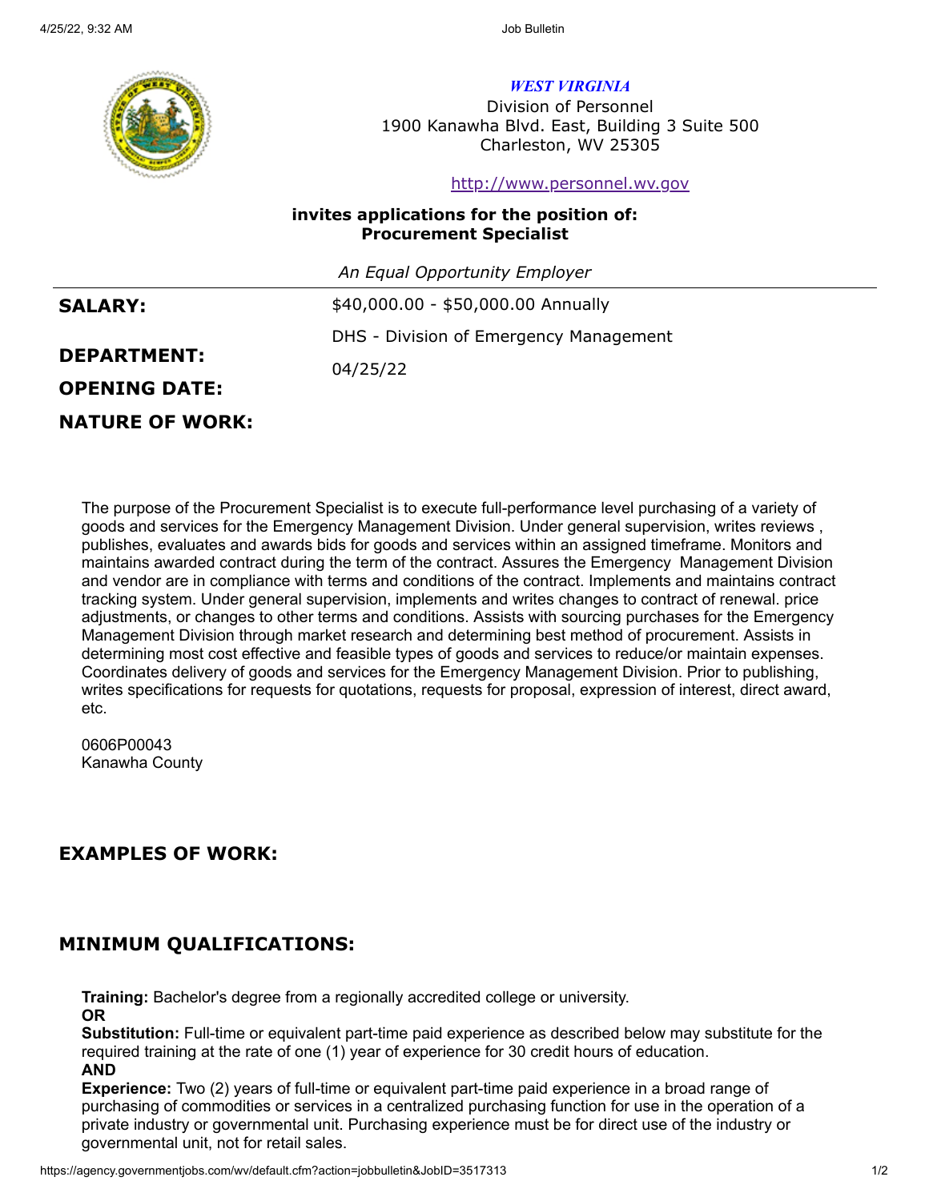*WEST VIRGINIA*
Division of Personnel
1900 Kanawha Blvd. East, Building 3 Suite 500
Charleston, WV 25305

http://www.personnel.wv.gov

**invites applications for the position of:**
**Procurement Specialist**

*An Equal Opportunity Employer*

---

**SALARY:** $40,000.00 - $50,000.00 Annually

**DEPARTMENT:** DHS - Division of Emergency Management

**OPENING DATE:** 04/25/22

**NATURE OF WORK:**

The purpose of the Procurement Specialist is to execute full-performance level purchasing of a variety of goods and services for the Emergency Management Division. Under general supervision, writes reviews , publishes, evaluates and awards bids for goods and services within an assigned timeframe. Monitors and maintains awarded contract during the term of the contract. Assures the Emergency Management Division and vendor are in compliance with terms and conditions of the contract. Implements and maintains contract tracking system. Under general supervision, implements and writes changes to contract of renewal. price adjustments, or changes to other terms and conditions. Assists with sourcing purchases for the Emergency Management Division through market research and determining best method of procurement. Assists in determining most cost effective and feasible types of goods and services to reduce/or maintain expenses. Coordinates delivery of goods and services for the Emergency Management Division. Prior to publishing, writes specifications for requests for quotations, requests for proposal, expression of interest, direct award, etc.

0606P00043
Kanawha County

## EXAMPLES OF WORK:

## MINIMUM QUALIFICATIONS:

**Training:** Bachelor's degree from a regionally accredited college or university.
**OR**
**Substitution:** Full-time or equivalent part-time paid experience as described below may substitute for the required training at the rate of one (1) year of experience for 30 credit hours of education.
**AND**
**Experience:** Two (2) years of full-time or equivalent part-time paid experience in a broad range of purchasing of commodities or services in a centralized purchasing function for use in the operation of a private industry or governmental unit. Purchasing experience must be for direct use of the industry or governmental unit, not for retail sales.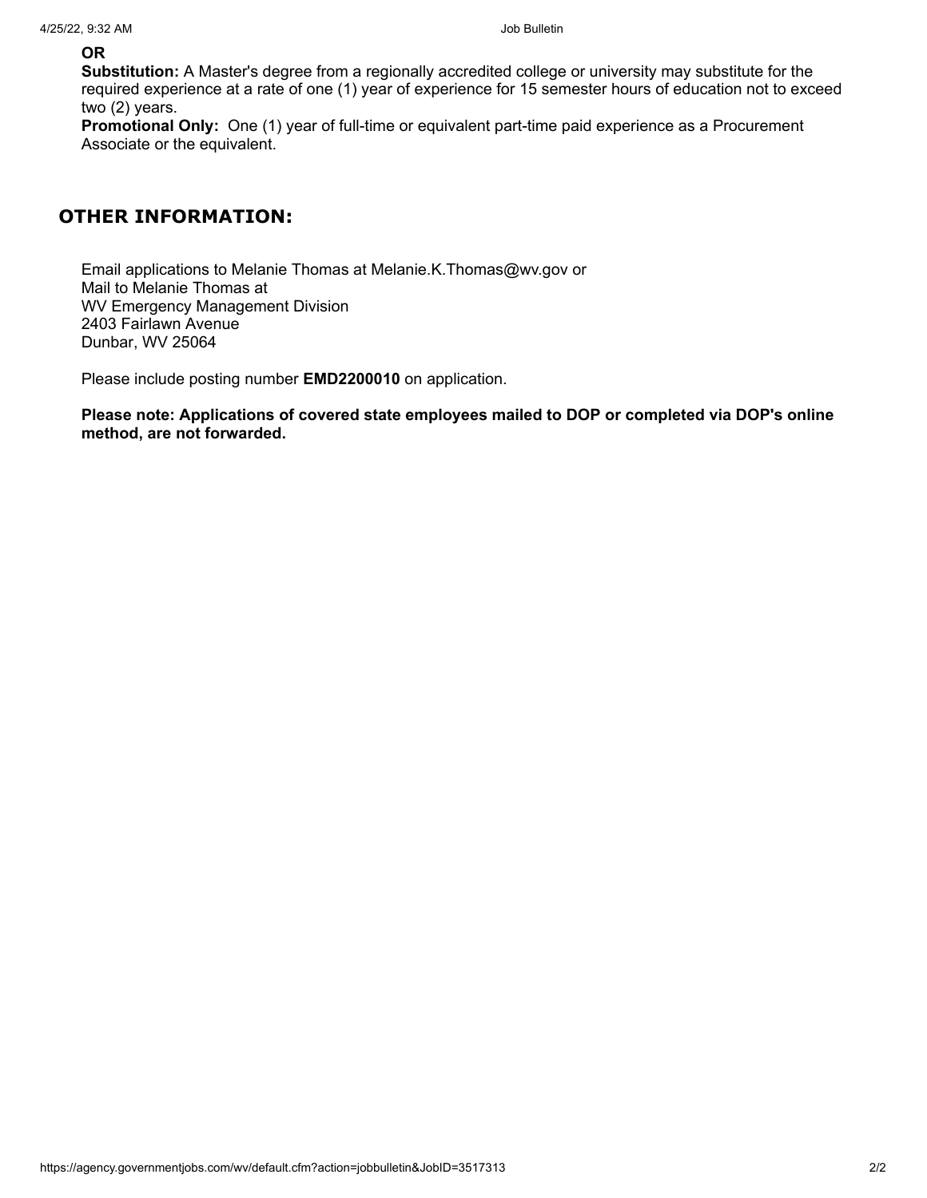**OR**

**Substitution:** A Master's degree from a regionally accredited college or university may substitute for the required experience at a rate of one (1) year of experience for 15 semester hours of education not to exceed two (2) years.

**Promotional Only:** One (1) year of full-time or equivalent part-time paid experience as a Procurement Associate or the equivalent.

## OTHER INFORMATION:

Email applications to Melanie Thomas at Melanie.K.Thomas@wv.gov or
Mail to Melanie Thomas at
WV Emergency Management Division
2403 Fairlawn Avenue
Dunbar, WV 25064

Please include posting number **EMD2200010** on application.

**Please note: Applications of covered state employees mailed to DOP or completed via DOP's online method, are not forwarded.**